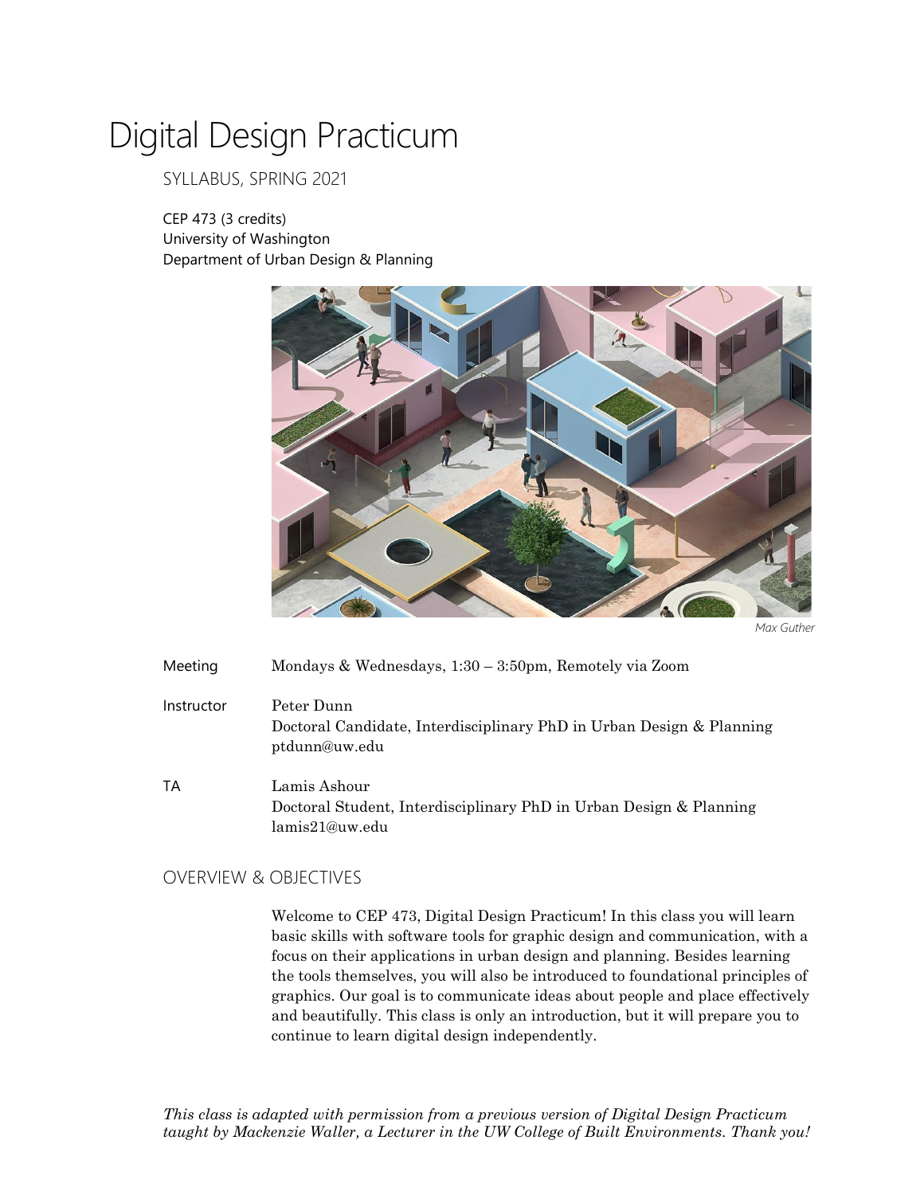# Digital Design Practicum

SYLLABUS, SPRING 2021

CEP 473 (3 credits)
University of Washington
Department of Urban Design & Planning

*Max Guther*

| | |
|---|---|
| Meeting | Mondays & Wednesdays, 1:30 – 3:50pm, Remotely via Zoom |
| Instructor | Peter Dunn<br>Doctoral Candidate, Interdisciplinary PhD in Urban Design & Planning<br>ptdunn@uw.edu |
| TA | Lamis Ashour<br>Doctoral Student, Interdisciplinary PhD in Urban Design & Planning<br>lamis21@uw.edu |

## OVERVIEW & OBJECTIVES

Welcome to CEP 473, Digital Design Practicum! In this class you will learn basic skills with software tools for graphic design and communication, with a focus on their applications in urban design and planning. Besides learning the tools themselves, you will also be introduced to foundational principles of graphics. Our goal is to communicate ideas about people and place effectively and beautifully. This class is only an introduction, but it will prepare you to continue to learn digital design independently.

*This class is adapted with permission from a previous version of Digital Design Practicum taught by Mackenzie Waller, a Lecturer in the UW College of Built Environments. Thank you!*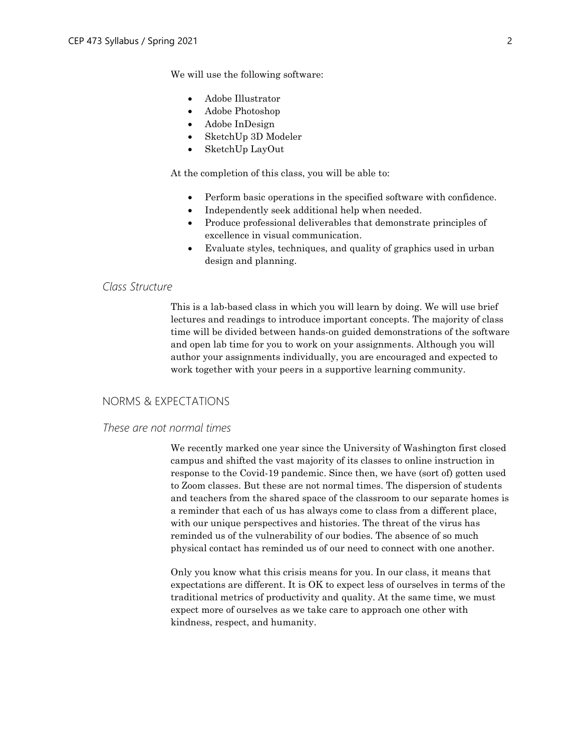We will use the following software:

- Adobe Illustrator
- Adobe Photoshop
- Adobe InDesign
- SketchUp 3D Modeler
- SketchUp LayOut

At the completion of this class, you will be able to:

- Perform basic operations in the specified software with confidence.
- Independently seek additional help when needed.
- Produce professional deliverables that demonstrate principles of excellence in visual communication.
- Evaluate styles, techniques, and quality of graphics used in urban design and planning.

### *Class Structure*

This is a lab-based class in which you will learn by doing. We will use brief lectures and readings to introduce important concepts. The majority of class time will be divided between hands-on guided demonstrations of the software and open lab time for you to work on your assignments. Although you will author your assignments individually, you are encouraged and expected to work together with your peers in a supportive learning community.

## NORMS & EXPECTATIONS

### *These are not normal times*

We recently marked one year since the University of Washington first closed campus and shifted the vast majority of its classes to online instruction in response to the Covid-19 pandemic. Since then, we have (sort of) gotten used to Zoom classes. But these are not normal times. The dispersion of students and teachers from the shared space of the classroom to our separate homes is a reminder that each of us has always come to class from a different place, with our unique perspectives and histories. The threat of the virus has reminded us of the vulnerability of our bodies. The absence of so much physical contact has reminded us of our need to connect with one another.

Only you know what this crisis means for you. In our class, it means that expectations are different. It is OK to expect less of ourselves in terms of the traditional metrics of productivity and quality. At the same time, we must expect more of ourselves as we take care to approach one other with kindness, respect, and humanity.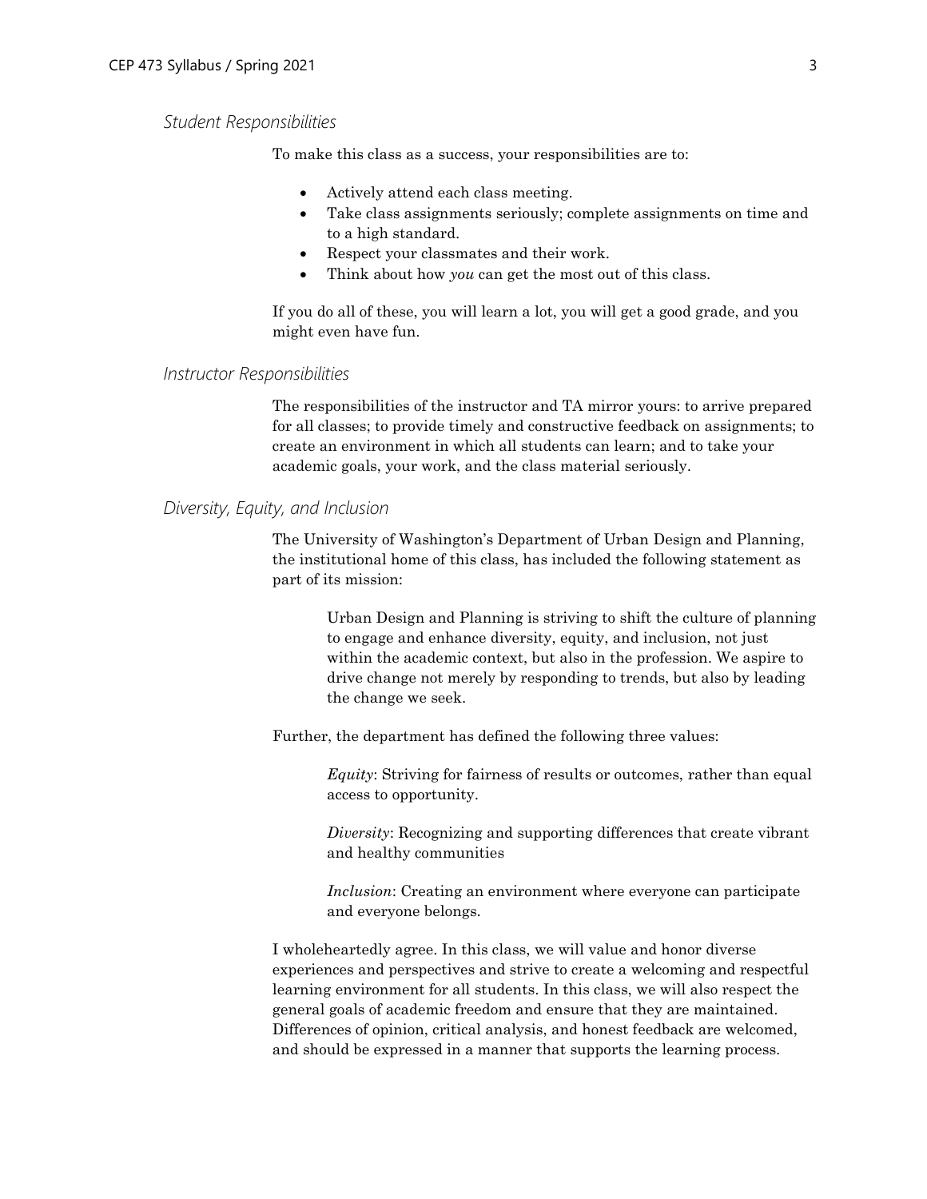### *Student Responsibilities*

To make this class as a success, your responsibilities are to:

- Actively attend each class meeting.
- Take class assignments seriously; complete assignments on time and to a high standard.
- Respect your classmates and their work.
- Think about how *you* can get the most out of this class.

If you do all of these, you will learn a lot, you will get a good grade, and you might even have fun.

### *Instructor Responsibilities*

The responsibilities of the instructor and TA mirror yours: to arrive prepared for all classes; to provide timely and constructive feedback on assignments; to create an environment in which all students can learn; and to take your academic goals, your work, and the class material seriously.

### *Diversity, Equity, and Inclusion*

The University of Washington's Department of Urban Design and Planning, the institutional home of this class, has included the following statement as part of its mission:

> Urban Design and Planning is striving to shift the culture of planning to engage and enhance diversity, equity, and inclusion, not just within the academic context, but also in the profession. We aspire to drive change not merely by responding to trends, but also by leading the change we seek.

Further, the department has defined the following three values:

> *Equity*: Striving for fairness of results or outcomes, rather than equal access to opportunity.
>
> *Diversity*: Recognizing and supporting differences that create vibrant and healthy communities
>
> *Inclusion*: Creating an environment where everyone can participate and everyone belongs.

I wholeheartedly agree. In this class, we will value and honor diverse experiences and perspectives and strive to create a welcoming and respectful learning environment for all students. In this class, we will also respect the general goals of academic freedom and ensure that they are maintained. Differences of opinion, critical analysis, and honest feedback are welcomed, and should be expressed in a manner that supports the learning process.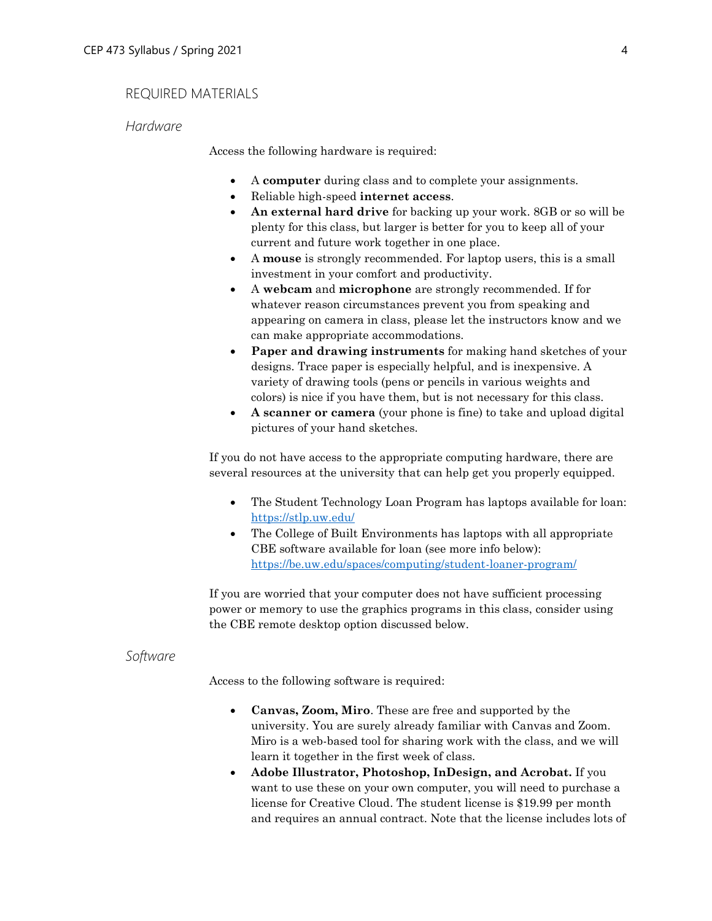## REQUIRED MATERIALS

### *Hardware*

Access the following hardware is required:

- A **computer** during class and to complete your assignments.
- Reliable high-speed **internet access**.
- **An external hard drive** for backing up your work. 8GB or so will be plenty for this class, but larger is better for you to keep all of your current and future work together in one place.
- A **mouse** is strongly recommended. For laptop users, this is a small investment in your comfort and productivity.
- A **webcam** and **microphone** are strongly recommended. If for whatever reason circumstances prevent you from speaking and appearing on camera in class, please let the instructors know and we can make appropriate accommodations.
- **Paper and drawing instruments** for making hand sketches of your designs. Trace paper is especially helpful, and is inexpensive. A variety of drawing tools (pens or pencils in various weights and colors) is nice if you have them, but is not necessary for this class.
- **A scanner or camera** (your phone is fine) to take and upload digital pictures of your hand sketches.

If you do not have access to the appropriate computing hardware, there are several resources at the university that can help get you properly equipped.

- The Student Technology Loan Program has laptops available for loan: https://stlp.uw.edu/
- The College of Built Environments has laptops with all appropriate CBE software available for loan (see more info below): https://be.uw.edu/spaces/computing/student-loaner-program/

If you are worried that your computer does not have sufficient processing power or memory to use the graphics programs in this class, consider using the CBE remote desktop option discussed below.

### *Software*

Access to the following software is required:

- **Canvas, Zoom, Miro**. These are free and supported by the university. You are surely already familiar with Canvas and Zoom. Miro is a web-based tool for sharing work with the class, and we will learn it together in the first week of class.
- **Adobe Illustrator, Photoshop, InDesign, and Acrobat.** If you want to use these on your own computer, you will need to purchase a license for Creative Cloud. The student license is $19.99 per month and requires an annual contract. Note that the license includes lots of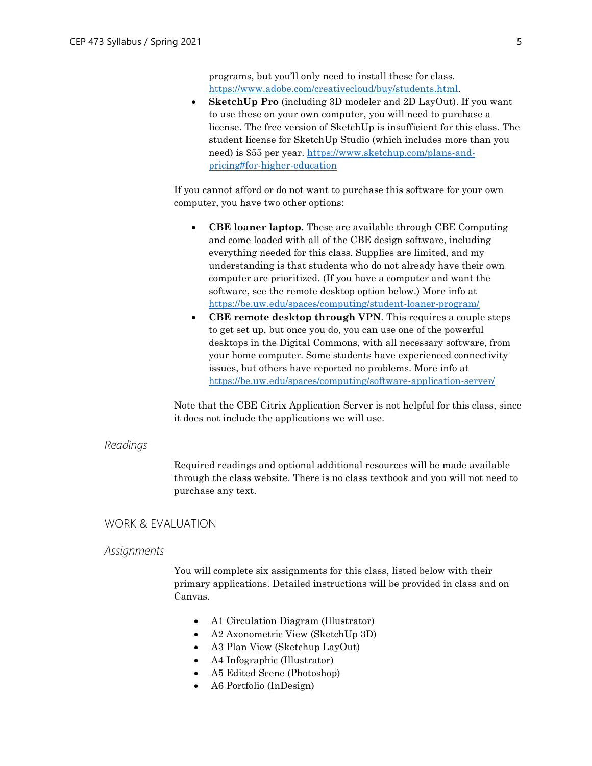programs, but you'll only need to install these for class. [https://www.adobe.com/creativecloud/buy/students.html](https://www.adobe.com/creativecloud/buy/students.html).

- **SketchUp Pro** (including 3D modeler and 2D LayOut). If you want to use these on your own computer, you will need to purchase a license. The free version of SketchUp is insufficient for this class. The student license for SketchUp Studio (which includes more than you need) is $55 per year. [https://www.sketchup.com/plans-and-pricing#for-higher-education](https://www.sketchup.com/plans-and-pricing#for-higher-education)

If you cannot afford or do not want to purchase this software for your own computer, you have two other options:

- **CBE loaner laptop.** These are available through CBE Computing and come loaded with all of the CBE design software, including everything needed for this class. Supplies are limited, and my understanding is that students who do not already have their own computer are prioritized. (If you have a computer and want the software, see the remote desktop option below.) More info at [https://be.uw.edu/spaces/computing/student-loaner-program/](https://be.uw.edu/spaces/computing/student-loaner-program/)
- **CBE remote desktop through VPN**. This requires a couple steps to get set up, but once you do, you can use one of the powerful desktops in the Digital Commons, with all necessary software, from your home computer. Some students have experienced connectivity issues, but others have reported no problems. More info at [https://be.uw.edu/spaces/computing/software-application-server/](https://be.uw.edu/spaces/computing/software-application-server/)

Note that the CBE Citrix Application Server is not helpful for this class, since it does not include the applications we will use.

### *Readings*

Required readings and optional additional resources will be made available through the class website. There is no class textbook and you will not need to purchase any text.

## WORK & EVALUATION

### *Assignments*

You will complete six assignments for this class, listed below with their primary applications. Detailed instructions will be provided in class and on Canvas.

- A1 Circulation Diagram (Illustrator)
- A2 Axonometric View (SketchUp 3D)
- A3 Plan View (Sketchup LayOut)
- A4 Infographic (Illustrator)
- A5 Edited Scene (Photoshop)
- A6 Portfolio (InDesign)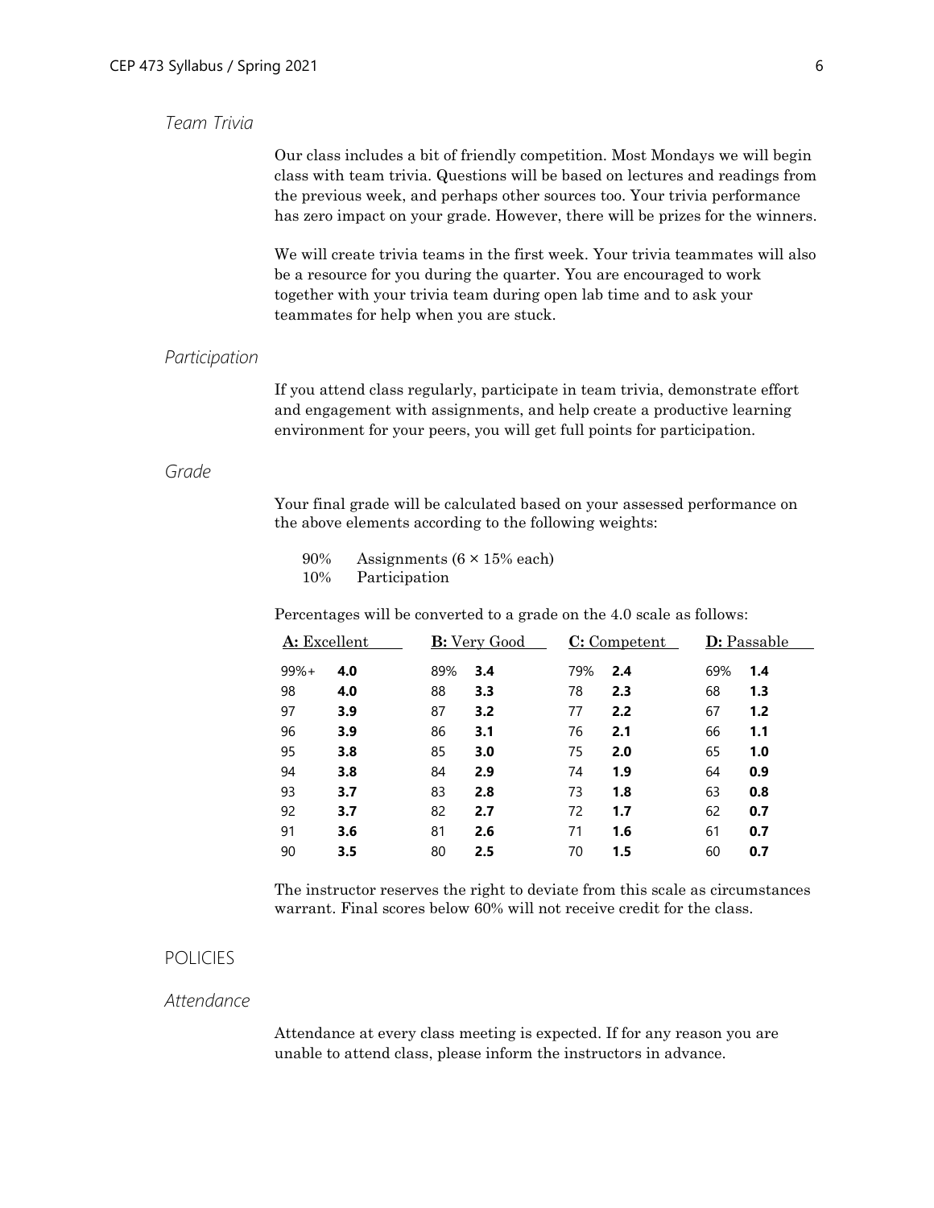### *Team Trivia*

Our class includes a bit of friendly competition. Most Mondays we will begin class with team trivia. Questions will be based on lectures and readings from the previous week, and perhaps other sources too. Your trivia performance has zero impact on your grade. However, there will be prizes for the winners.

We will create trivia teams in the first week. Your trivia teammates will also be a resource for you during the quarter. You are encouraged to work together with your trivia team during open lab time and to ask your teammates for help when you are stuck.

### *Participation*

If you attend class regularly, participate in team trivia, demonstrate effort and engagement with assignments, and help create a productive learning environment for your peers, you will get full points for participation.

### *Grade*

Your final grade will be calculated based on your assessed performance on the above elements according to the following weights:

90%  Assignments (6 × 15% each)
10%  Participation

Percentages will be converted to a grade on the 4.0 scale as follows:

| **A:** Excellent | | **B:** Very Good | | **C:** Competent | | **D:** Passable | |
|---|---|---|---|---|---|---|---|
| 99%+ | **4.0** | 89% | **3.4** | 79% | **2.4** | 69% | **1.4** |
| 98 | **4.0** | 88 | **3.3** | 78 | **2.3** | 68 | **1.3** |
| 97 | **3.9** | 87 | **3.2** | 77 | **2.2** | 67 | **1.2** |
| 96 | **3.9** | 86 | **3.1** | 76 | **2.1** | 66 | **1.1** |
| 95 | **3.8** | 85 | **3.0** | 75 | **2.0** | 65 | **1.0** |
| 94 | **3.8** | 84 | **2.9** | 74 | **1.9** | 64 | **0.9** |
| 93 | **3.7** | 83 | **2.8** | 73 | **1.8** | 63 | **0.8** |
| 92 | **3.7** | 82 | **2.7** | 72 | **1.7** | 62 | **0.7** |
| 91 | **3.6** | 81 | **2.6** | 71 | **1.6** | 61 | **0.7** |
| 90 | **3.5** | 80 | **2.5** | 70 | **1.5** | 60 | **0.7** |

The instructor reserves the right to deviate from this scale as circumstances warrant. Final scores below 60% will not receive credit for the class.

## POLICIES

### *Attendance*

Attendance at every class meeting is expected. If for any reason you are unable to attend class, please inform the instructors in advance.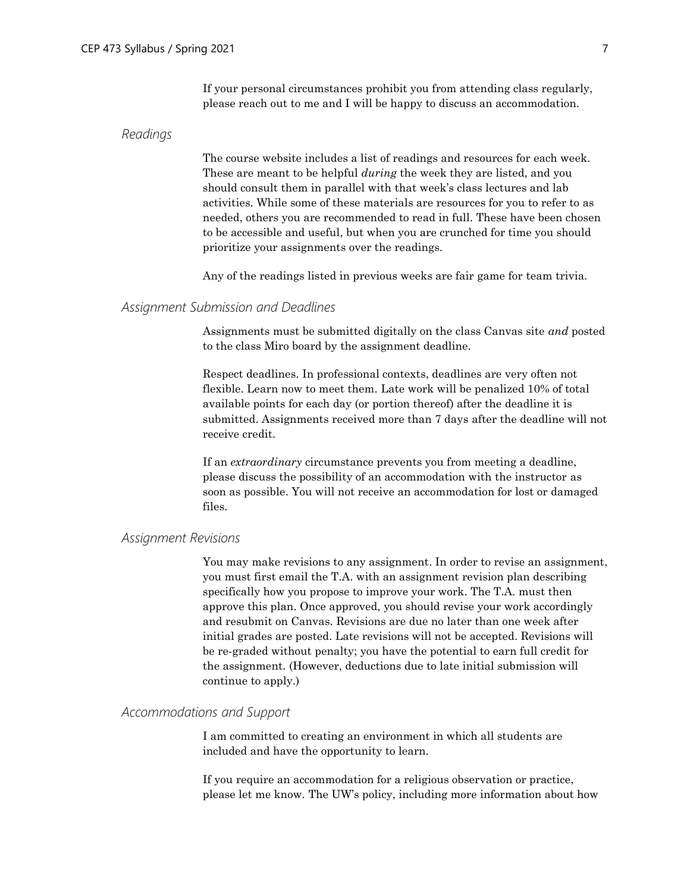If your personal circumstances prohibit you from attending class regularly, please reach out to me and I will be happy to discuss an accommodation.

### *Readings*

The course website includes a list of readings and resources for each week. These are meant to be helpful *during* the week they are listed, and you should consult them in parallel with that week's class lectures and lab activities. While some of these materials are resources for you to refer to as needed, others you are recommended to read in full. These have been chosen to be accessible and useful, but when you are crunched for time you should prioritize your assignments over the readings.

Any of the readings listed in previous weeks are fair game for team trivia.

### *Assignment Submission and Deadlines*

Assignments must be submitted digitally on the class Canvas site *and* posted to the class Miro board by the assignment deadline.

Respect deadlines. In professional contexts, deadlines are very often not flexible. Learn now to meet them. Late work will be penalized 10% of total available points for each day (or portion thereof) after the deadline it is submitted. Assignments received more than 7 days after the deadline will not receive credit.

If an *extraordinary* circumstance prevents you from meeting a deadline, please discuss the possibility of an accommodation with the instructor as soon as possible. You will not receive an accommodation for lost or damaged files.

### *Assignment Revisions*

You may make revisions to any assignment. In order to revise an assignment, you must first email the T.A. with an assignment revision plan describing specifically how you propose to improve your work. The T.A. must then approve this plan. Once approved, you should revise your work accordingly and resubmit on Canvas. Revisions are due no later than one week after initial grades are posted. Late revisions will not be accepted. Revisions will be re-graded without penalty; you have the potential to earn full credit for the assignment. (However, deductions due to late initial submission will continue to apply.)

### *Accommodations and Support*

I am committed to creating an environment in which all students are included and have the opportunity to learn.

If you require an accommodation for a religious observation or practice, please let me know. The UW's policy, including more information about how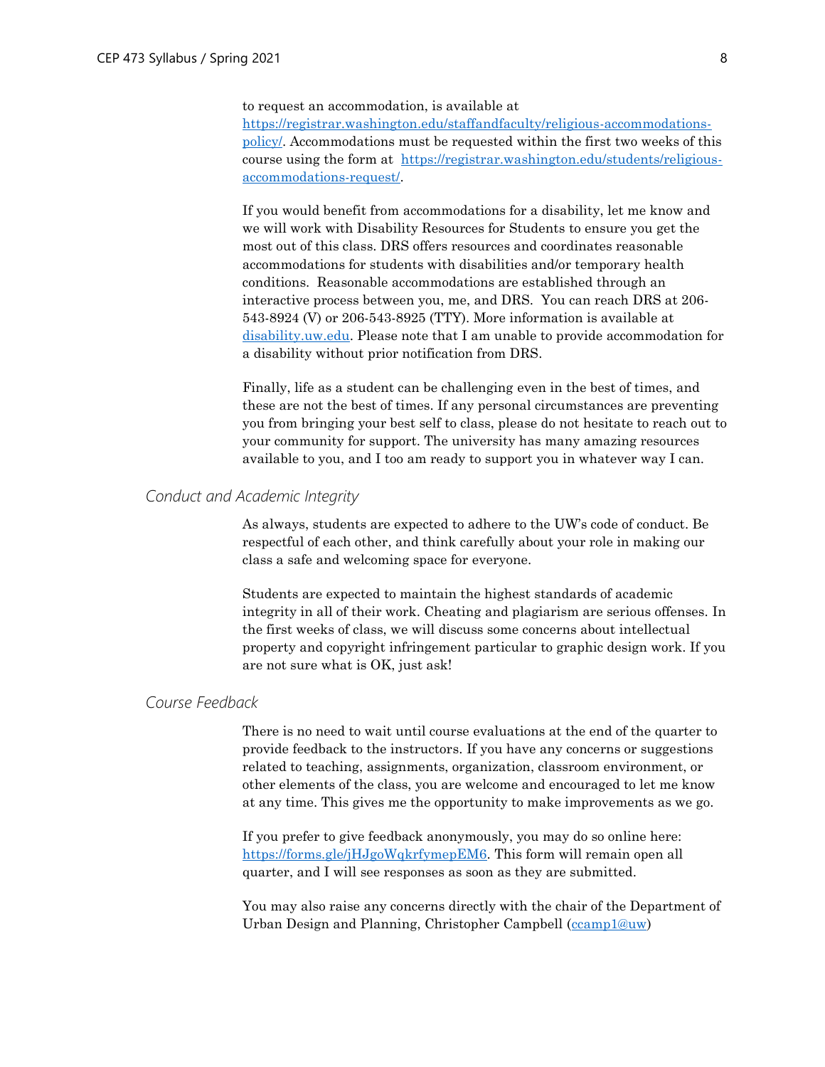to request an accommodation, is available at https://registrar.washington.edu/staffandfaculty/religious-accommodations-policy/. Accommodations must be requested within the first two weeks of this course using the form at https://registrar.washington.edu/students/religious-accommodations-request/.

If you would benefit from accommodations for a disability, let me know and we will work with Disability Resources for Students to ensure you get the most out of this class. DRS offers resources and coordinates reasonable accommodations for students with disabilities and/or temporary health conditions. Reasonable accommodations are established through an interactive process between you, me, and DRS. You can reach DRS at 206-543-8924 (V) or 206-543-8925 (TTY). More information is available at disability.uw.edu. Please note that I am unable to provide accommodation for a disability without prior notification from DRS.

Finally, life as a student can be challenging even in the best of times, and these are not the best of times. If any personal circumstances are preventing you from bringing your best self to class, please do not hesitate to reach out to your community for support. The university has many amazing resources available to you, and I too am ready to support you in whatever way I can.

### *Conduct and Academic Integrity*

As always, students are expected to adhere to the UW's code of conduct. Be respectful of each other, and think carefully about your role in making our class a safe and welcoming space for everyone.

Students are expected to maintain the highest standards of academic integrity in all of their work. Cheating and plagiarism are serious offenses. In the first weeks of class, we will discuss some concerns about intellectual property and copyright infringement particular to graphic design work. If you are not sure what is OK, just ask!

### *Course Feedback*

There is no need to wait until course evaluations at the end of the quarter to provide feedback to the instructors. If you have any concerns or suggestions related to teaching, assignments, organization, classroom environment, or other elements of the class, you are welcome and encouraged to let me know at any time. This gives me the opportunity to make improvements as we go.

If you prefer to give feedback anonymously, you may do so online here: https://forms.gle/jHJgoWqkrfymepEM6. This form will remain open all quarter, and I will see responses as soon as they are submitted.

You may also raise any concerns directly with the chair of the Department of Urban Design and Planning, Christopher Campbell (ccamp1@uw)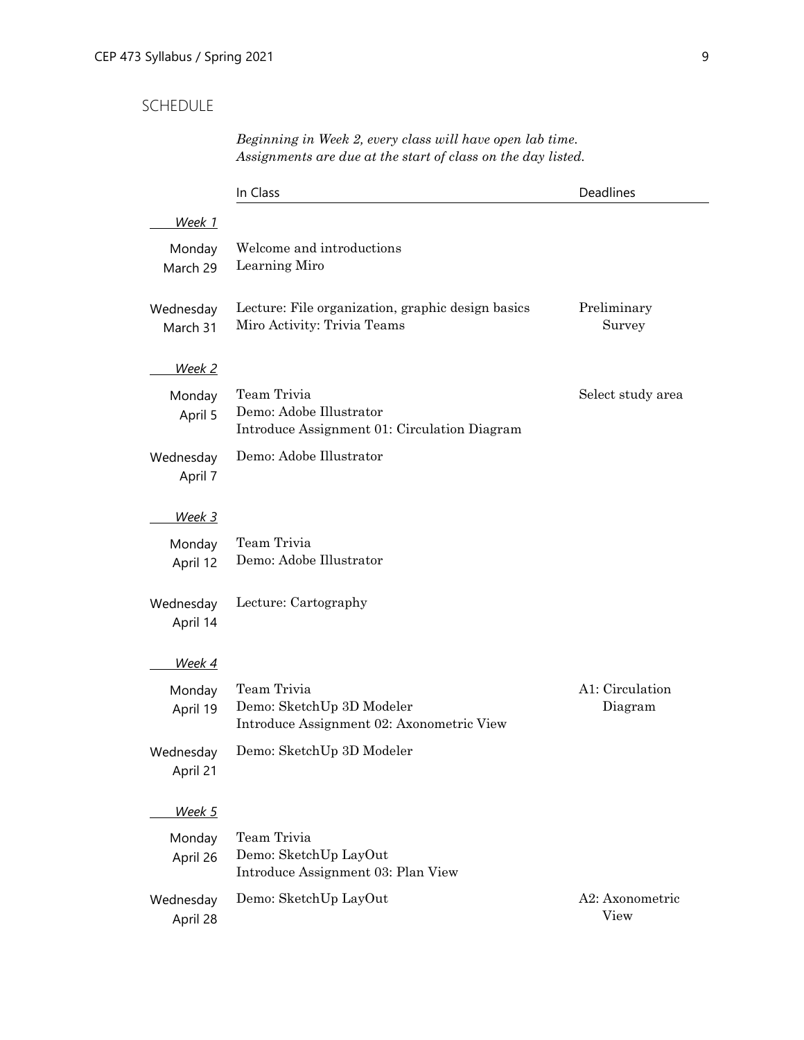## SCHEDULE

*Beginning in Week 2, every class will have open lab time.*
*Assignments are due at the start of class on the day listed.*

| | In Class | Deadlines |
|---|---|---|
| ***Week 1*** | | |
| Monday March 29 | Welcome and introductions<br>Learning Miro | |
| Wednesday March 31 | Lecture: File organization, graphic design basics<br>Miro Activity: Trivia Teams | Preliminary Survey |
| ***Week 2*** | | |
| Monday April 5 | Team Trivia<br>Demo: Adobe Illustrator<br>Introduce Assignment 01: Circulation Diagram | Select study area |
| Wednesday April 7 | Demo: Adobe Illustrator | |
| ***Week 3*** | | |
| Monday April 12 | Team Trivia<br>Demo: Adobe Illustrator | |
| Wednesday April 14 | Lecture: Cartography | |
| ***Week 4*** | | |
| Monday April 19 | Team Trivia<br>Demo: SketchUp 3D Modeler<br>Introduce Assignment 02: Axonometric View | A1: Circulation Diagram |
| Wednesday April 21 | Demo: SketchUp 3D Modeler | |
| ***Week 5*** | | |
| Monday April 26 | Team Trivia<br>Demo: SketchUp LayOut<br>Introduce Assignment 03: Plan View | |
| Wednesday April 28 | Demo: SketchUp LayOut | A2: Axonometric View |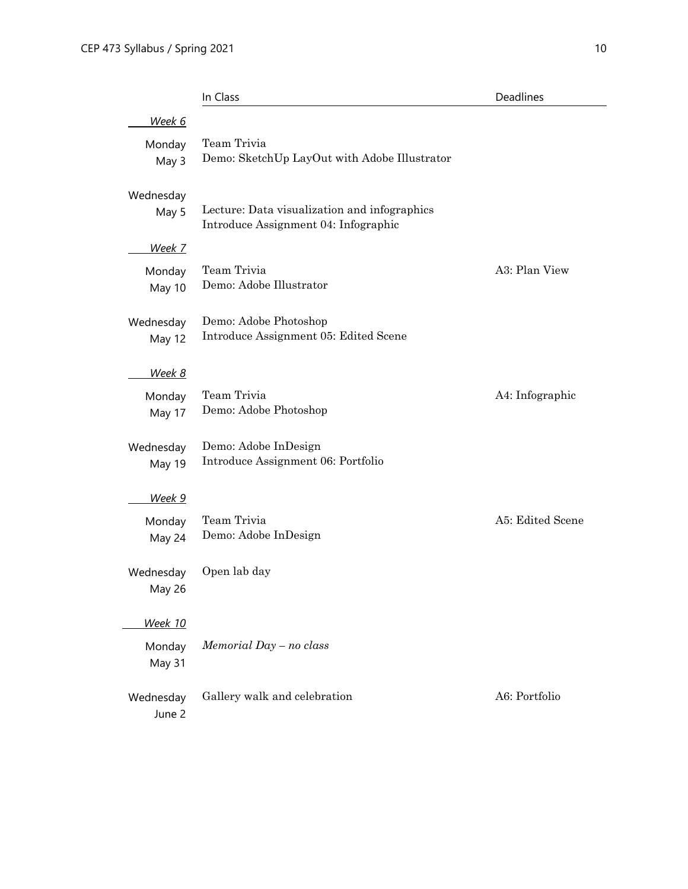| | In Class | Deadlines |
|---|---|---|
| ***Week 6*** | | |
| Monday May 3 | Team Trivia<br>Demo: SketchUp LayOut with Adobe Illustrator | |
| Wednesday May 5 | Lecture: Data visualization and infographics<br>Introduce Assignment 04: Infographic | |
| ***Week 7*** | | |
| Monday May 10 | Team Trivia<br>Demo: Adobe Illustrator | A3: Plan View |
| Wednesday May 12 | Demo: Adobe Photoshop<br>Introduce Assignment 05: Edited Scene | |
| ***Week 8*** | | |
| Monday May 17 | Team Trivia<br>Demo: Adobe Photoshop | A4: Infographic |
| Wednesday May 19 | Demo: Adobe InDesign<br>Introduce Assignment 06: Portfolio | |
| ***Week 9*** | | |
| Monday May 24 | Team Trivia<br>Demo: Adobe InDesign | A5: Edited Scene |
| Wednesday May 26 | Open lab day | |
| ***Week 10*** | | |
| Monday May 31 | *Memorial Day – no class* | |
| Wednesday June 2 | Gallery walk and celebration | A6: Portfolio |